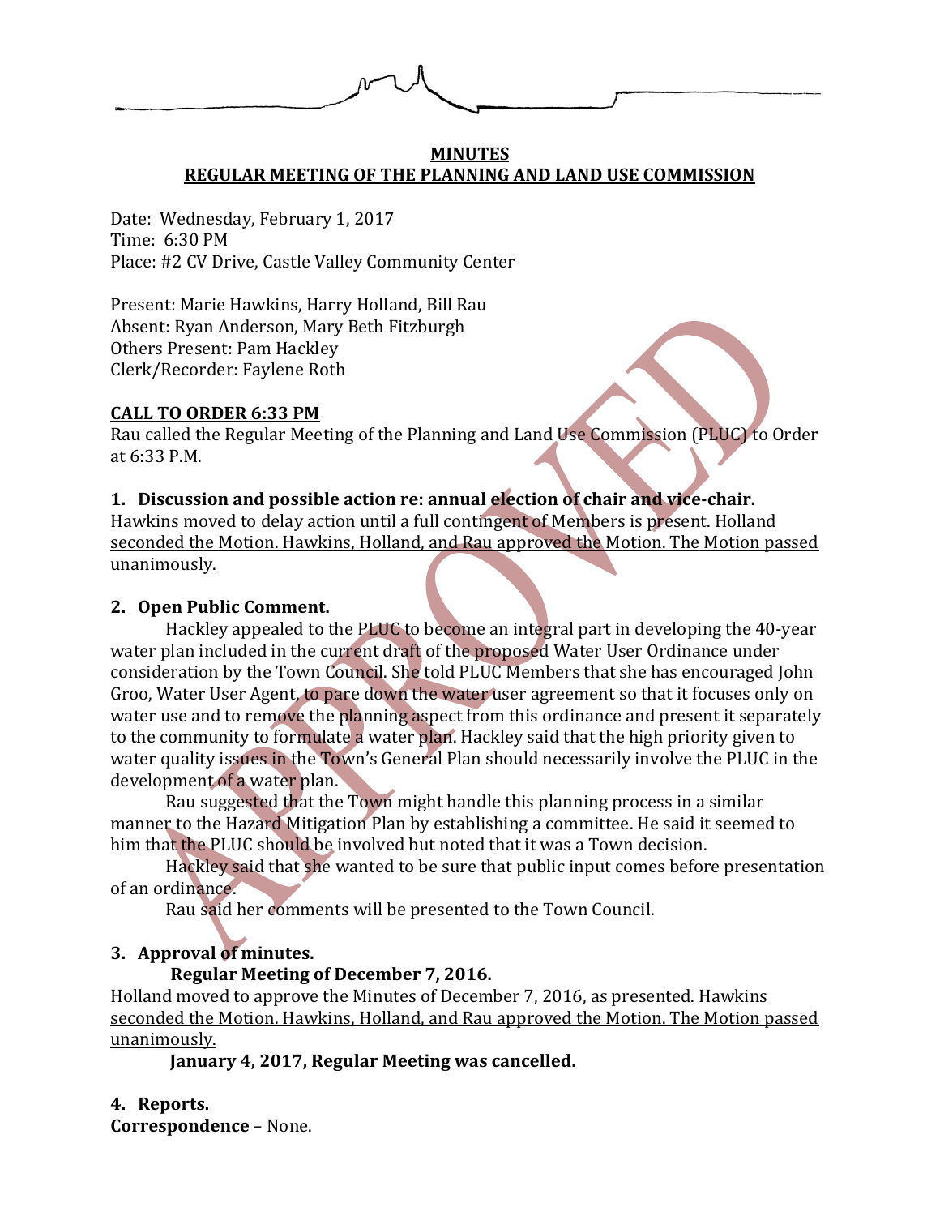**MINUTES**

**REGULAR MEETING OF THE PLANNING AND LAND USE COMMISSION**

Date: Wednesday, February 1, 2017
Time: 6:30 PM
Place: #2 CV Drive, Castle Valley Community Center

Present: Marie Hawkins, Harry Holland, Bill Rau
Absent: Ryan Anderson, Mary Beth Fitzburgh
Others Present: Pam Hackley
Clerk/Recorder: Faylene Roth

**CALL TO ORDER 6:33 PM**

Rau called the Regular Meeting of the Planning and Land Use Commission (PLUC) to Order at 6:33 P.M.

**1. Discussion and possible action re: annual election of chair and vice-chair.**

Hawkins moved to delay action until a full contingent of Members is present. Holland seconded the Motion. Hawkins, Holland, and Rau approved the Motion. The Motion passed unanimously.

**2. Open Public Comment.**

Hackley appealed to the PLUC to become an integral part in developing the 40-year water plan included in the current draft of the proposed Water User Ordinance under consideration by the Town Council. She told PLUC Members that she has encouraged John Groo, Water User Agent, to pare down the water user agreement so that it focuses only on water use and to remove the planning aspect from this ordinance and present it separately to the community to formulate a water plan. Hackley said that the high priority given to water quality issues in the Town's General Plan should necessarily involve the PLUC in the development of a water plan.

Rau suggested that the Town might handle this planning process in a similar manner to the Hazard Mitigation Plan by establishing a committee. He said it seemed to him that the PLUC should be involved but noted that it was a Town decision.

Hackley said that she wanted to be sure that public input comes before presentation of an ordinance.

Rau said her comments will be presented to the Town Council.

**3. Approval of minutes.**

**Regular Meeting of December 7, 2016.**

Holland moved to approve the Minutes of December 7, 2016, as presented. Hawkins seconded the Motion. Hawkins, Holland, and Rau approved the Motion. The Motion passed unanimously.

**January 4, 2017, Regular Meeting was cancelled.**

**4. Reports.**

**Correspondence** – None.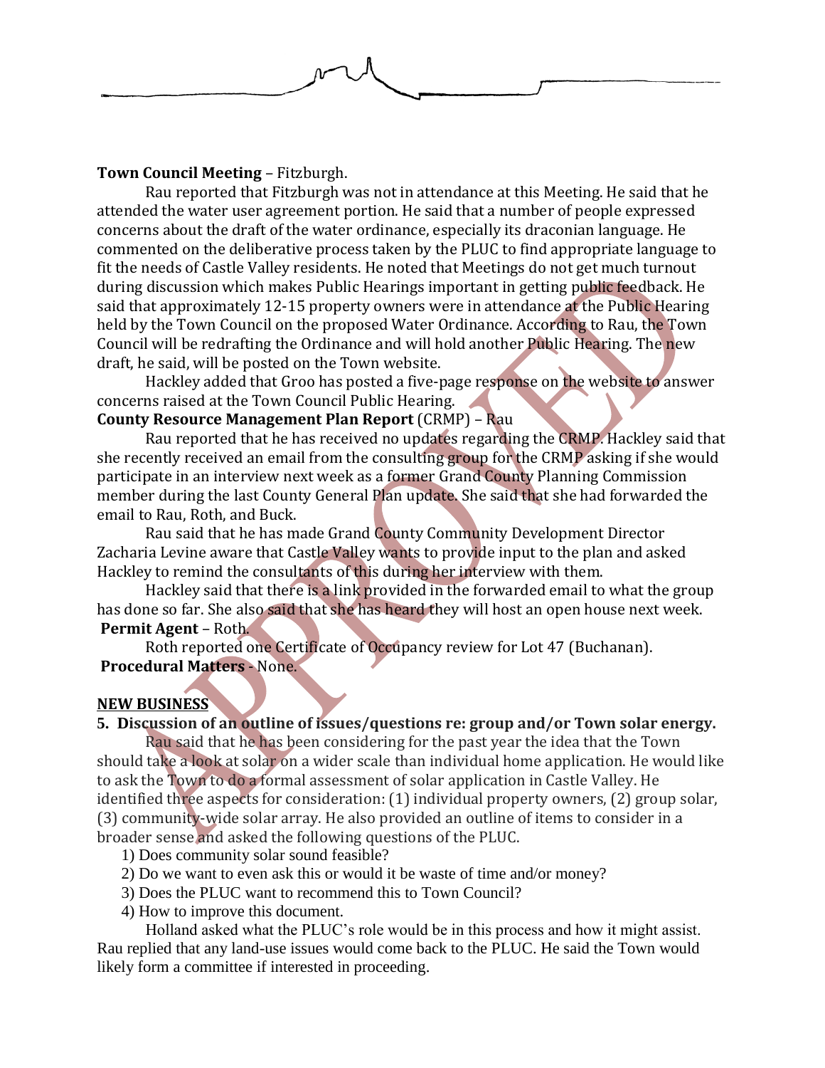**Town Council Meeting** – Fitzburgh.

Rau reported that Fitzburgh was not in attendance at this Meeting. He said that he attended the water user agreement portion. He said that a number of people expressed concerns about the draft of the water ordinance, especially its draconian language. He commented on the deliberative process taken by the PLUC to find appropriate language to fit the needs of Castle Valley residents. He noted that Meetings do not get much turnout during discussion which makes Public Hearings important in getting public feedback. He said that approximately 12-15 property owners were in attendance at the Public Hearing held by the Town Council on the proposed Water Ordinance. According to Rau, the Town Council will be redrafting the Ordinance and will hold another Public Hearing. The new draft, he said, will be posted on the Town website.

Hackley added that Groo has posted a five-page response on the website to answer concerns raised at the Town Council Public Hearing.

**County Resource Management Plan Report** (CRMP) – Rau

Rau reported that he has received no updates regarding the CRMP. Hackley said that she recently received an email from the consulting group for the CRMP asking if she would participate in an interview next week as a former Grand County Planning Commission member during the last County General Plan update. She said that she had forwarded the email to Rau, Roth, and Buck.

Rau said that he has made Grand County Community Development Director Zacharia Levine aware that Castle Valley wants to provide input to the plan and asked Hackley to remind the consultants of this during her interview with them.

Hackley said that there is a link provided in the forwarded email to what the group has done so far. She also said that she has heard they will host an open house next week.

**Permit Agent** – Roth.

Roth reported one Certificate of Occupancy review for Lot 47 (Buchanan).

**Procedural Matters** - None.

## NEW BUSINESS

**5. Discussion of an outline of issues/questions re: group and/or Town solar energy.**

Rau said that he has been considering for the past year the idea that the Town should take a look at solar on a wider scale than individual home application. He would like to ask the Town to do a formal assessment of solar application in Castle Valley. He identified three aspects for consideration: (1) individual property owners, (2) group solar, (3) community-wide solar array. He also provided an outline of items to consider in a broader sense and asked the following questions of the PLUC.

1) Does community solar sound feasible?
2) Do we want to even ask this or would it be waste of time and/or money?
3) Does the PLUC want to recommend this to Town Council?
4) How to improve this document.

Holland asked what the PLUC's role would be in this process and how it might assist. Rau replied that any land-use issues would come back to the PLUC. He said the Town would likely form a committee if interested in proceeding.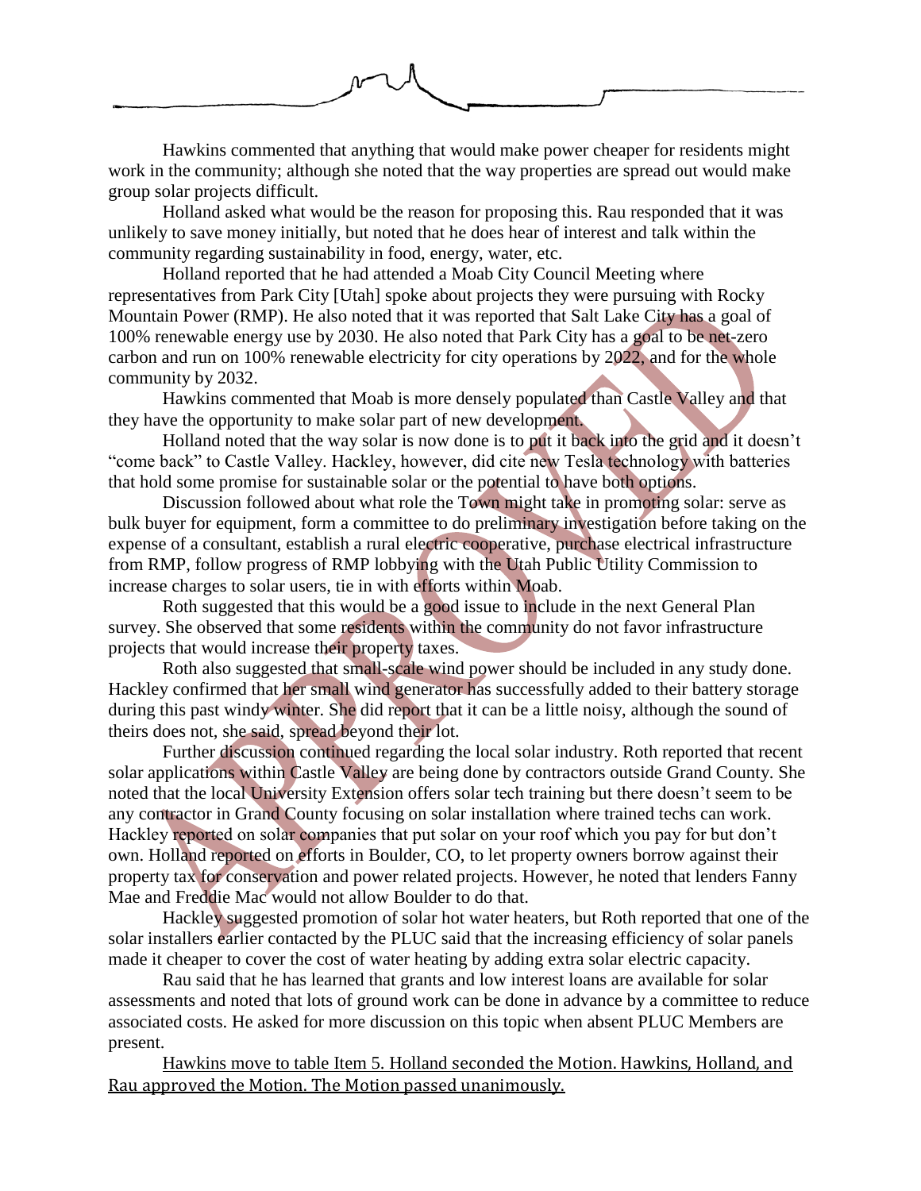Hawkins commented that anything that would make power cheaper for residents might work in the community; although she noted that the way properties are spread out would make group solar projects difficult.

Holland asked what would be the reason for proposing this. Rau responded that it was unlikely to save money initially, but noted that he does hear of interest and talk within the community regarding sustainability in food, energy, water, etc.

Holland reported that he had attended a Moab City Council Meeting where representatives from Park City [Utah] spoke about projects they were pursuing with Rocky Mountain Power (RMP). He also noted that it was reported that Salt Lake City has a goal of 100% renewable energy use by 2030. He also noted that Park City has a goal to be net-zero carbon and run on 100% renewable electricity for city operations by 2022, and for the whole community by 2032.

Hawkins commented that Moab is more densely populated than Castle Valley and that they have the opportunity to make solar part of new development.

Holland noted that the way solar is now done is to put it back into the grid and it doesn't "come back" to Castle Valley. Hackley, however, did cite new Tesla technology with batteries that hold some promise for sustainable solar or the potential to have both options.

Discussion followed about what role the Town might take in promoting solar: serve as bulk buyer for equipment, form a committee to do preliminary investigation before taking on the expense of a consultant, establish a rural electric cooperative, purchase electrical infrastructure from RMP, follow progress of RMP lobbying with the Utah Public Utility Commission to increase charges to solar users, tie in with efforts within Moab.

Roth suggested that this would be a good issue to include in the next General Plan survey. She observed that some residents within the community do not favor infrastructure projects that would increase their property taxes.

Roth also suggested that small-scale wind power should be included in any study done. Hackley confirmed that her small wind generator has successfully added to their battery storage during this past windy winter. She did report that it can be a little noisy, although the sound of theirs does not, she said, spread beyond their lot.

Further discussion continued regarding the local solar industry. Roth reported that recent solar applications within Castle Valley are being done by contractors outside Grand County. She noted that the local University Extension offers solar tech training but there doesn't seem to be any contractor in Grand County focusing on solar installation where trained techs can work. Hackley reported on solar companies that put solar on your roof which you pay for but don't own. Holland reported on efforts in Boulder, CO, to let property owners borrow against their property tax for conservation and power related projects. However, he noted that lenders Fanny Mae and Freddie Mac would not allow Boulder to do that.

Hackley suggested promotion of solar hot water heaters, but Roth reported that one of the solar installers earlier contacted by the PLUC said that the increasing efficiency of solar panels made it cheaper to cover the cost of water heating by adding extra solar electric capacity.

Rau said that he has learned that grants and low interest loans are available for solar assessments and noted that lots of ground work can be done in advance by a committee to reduce associated costs. He asked for more discussion on this topic when absent PLUC Members are present.

<u>Hawkins move to table Item 5. Holland seconded the Motion. Hawkins, Holland, and Rau approved the Motion. The Motion passed unanimously.</u>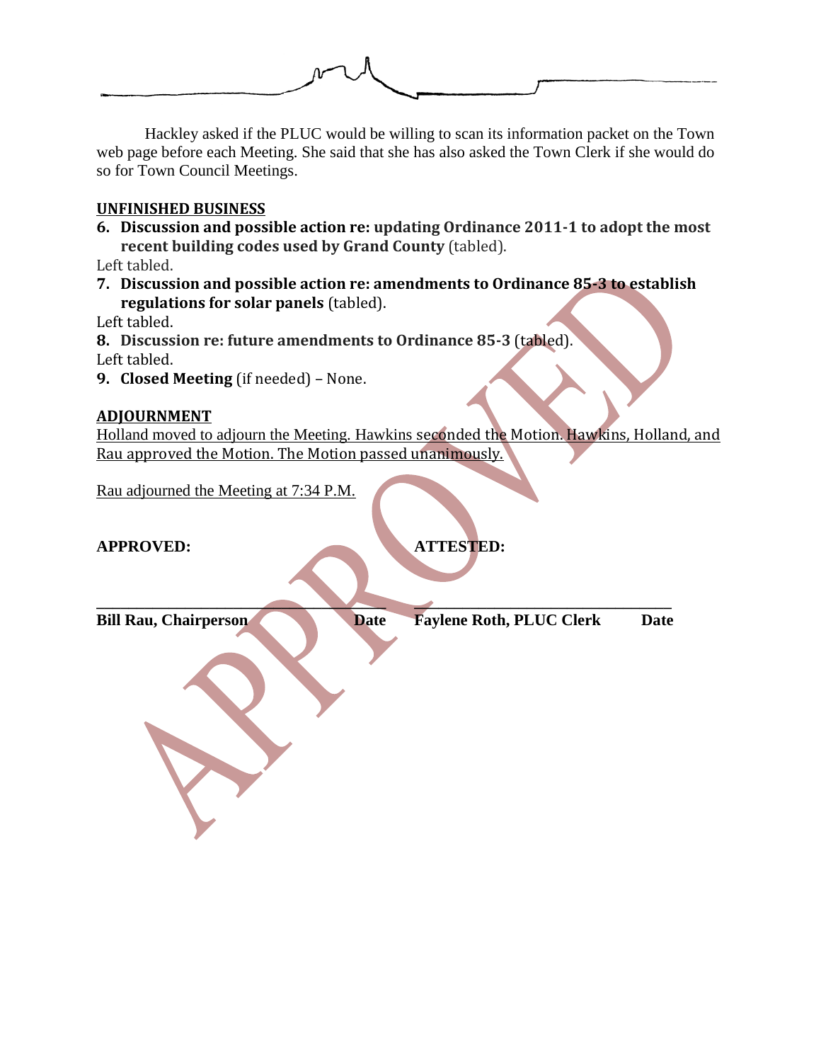Hackley asked if the PLUC would be willing to scan its information packet on the Town web page before each Meeting. She said that she has also asked the Town Clerk if she would do so for Town Council Meetings.

**UNFINISHED BUSINESS**

6. **Discussion and possible action re: updating Ordinance 2011-1 to adopt the most recent building codes used by Grand County** (tabled).

Left tabled.

7. **Discussion and possible action re: amendments to Ordinance 85-3 to establish regulations for solar panels** (tabled).

Left tabled.

8. **Discussion re: future amendments to Ordinance 85-3** (tabled).

Left tabled.

9. **Closed Meeting** (if needed) – None.

**ADJOURNMENT**

Holland moved to adjourn the Meeting. Hawkins seconded the Motion. Hawkins, Holland, and Rau approved the Motion. The Motion passed unanimously.

Rau adjourned the Meeting at 7:34 P.M.

**APPROVED:** **ATTESTED:**

**Bill Rau, Chairperson Date** **Faylene Roth, PLUC Clerk Date**

APPROVED